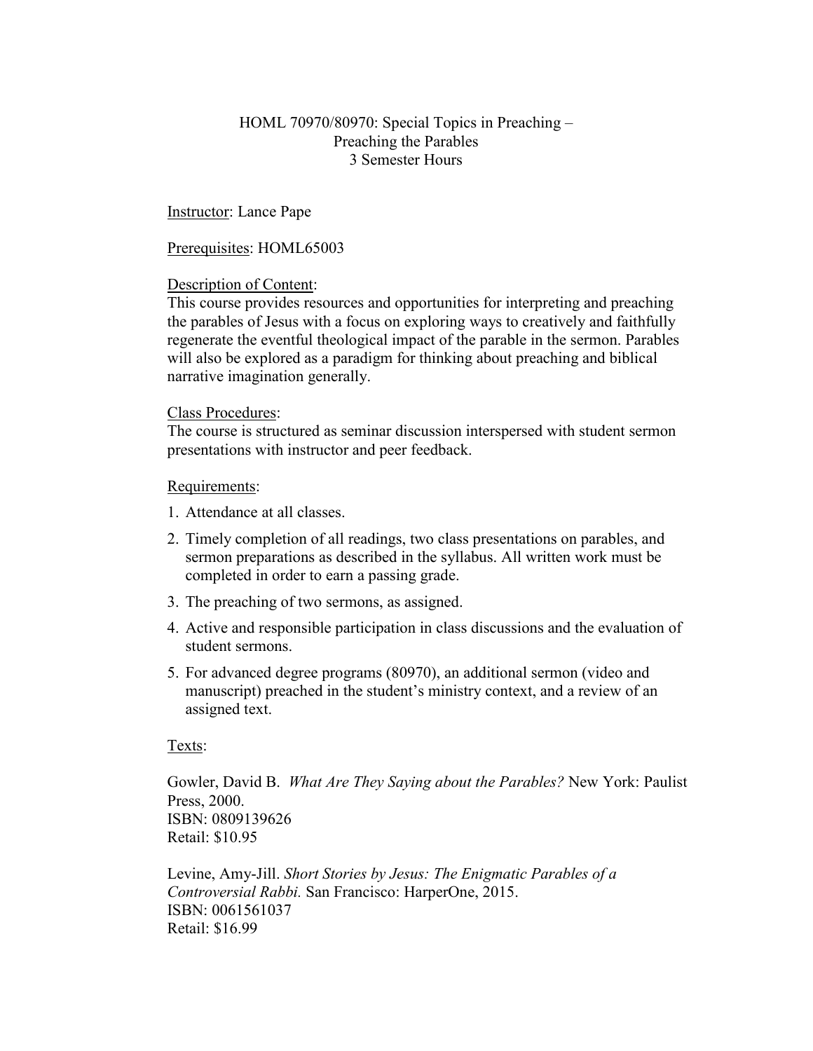# HOML 70970/80970: Special Topics in Preaching – Preaching the Parables
3 Semester Hours

Instructor: Lance Pape

Prerequisites: HOML65003

Description of Content:
This course provides resources and opportunities for interpreting and preaching the parables of Jesus with a focus on exploring ways to creatively and faithfully regenerate the eventful theological impact of the parable in the sermon. Parables will also be explored as a paradigm for thinking about preaching and biblical narrative imagination generally.

Class Procedures:
The course is structured as seminar discussion interspersed with student sermon presentations with instructor and peer feedback.

Requirements:

1. Attendance at all classes.
2. Timely completion of all readings, two class presentations on parables, and sermon preparations as described in the syllabus. All written work must be completed in order to earn a passing grade.
3. The preaching of two sermons, as assigned.
4. Active and responsible participation in class discussions and the evaluation of student sermons.
5. For advanced degree programs (80970), an additional sermon (video and manuscript) preached in the student's ministry context, and a review of an assigned text.

Texts:

Gowler, David B. *What Are They Saying about the Parables?* New York: Paulist Press, 2000.
ISBN: 0809139626
Retail: $10.95

Levine, Amy-Jill. *Short Stories by Jesus: The Enigmatic Parables of a Controversial Rabbi.* San Francisco: HarperOne, 2015.
ISBN: 0061561037
Retail: $16.99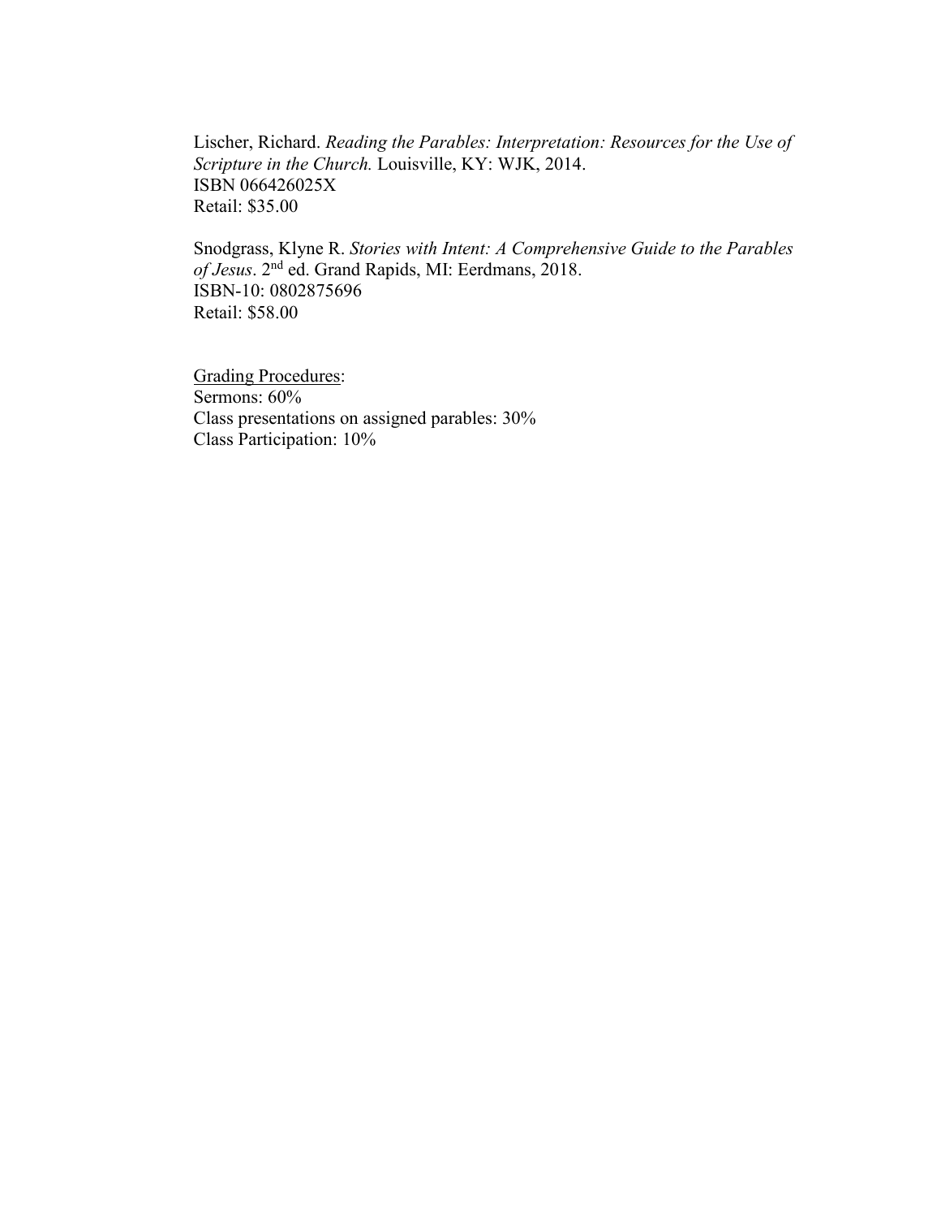Lischer, Richard. *Reading the Parables: Interpretation: Resources for the Use of Scripture in the Church.* Louisville, KY: WJK, 2014.
ISBN 066426025X
Retail: $35.00

Snodgrass, Klyne R. *Stories with Intent: A Comprehensive Guide to the Parables of Jesus*. 2nd ed. Grand Rapids, MI: Eerdmans, 2018.
ISBN-10: 0802875696
Retail: $58.00

<u>Grading Procedures</u>:
Sermons: 60%
Class presentations on assigned parables: 30%
Class Participation: 10%